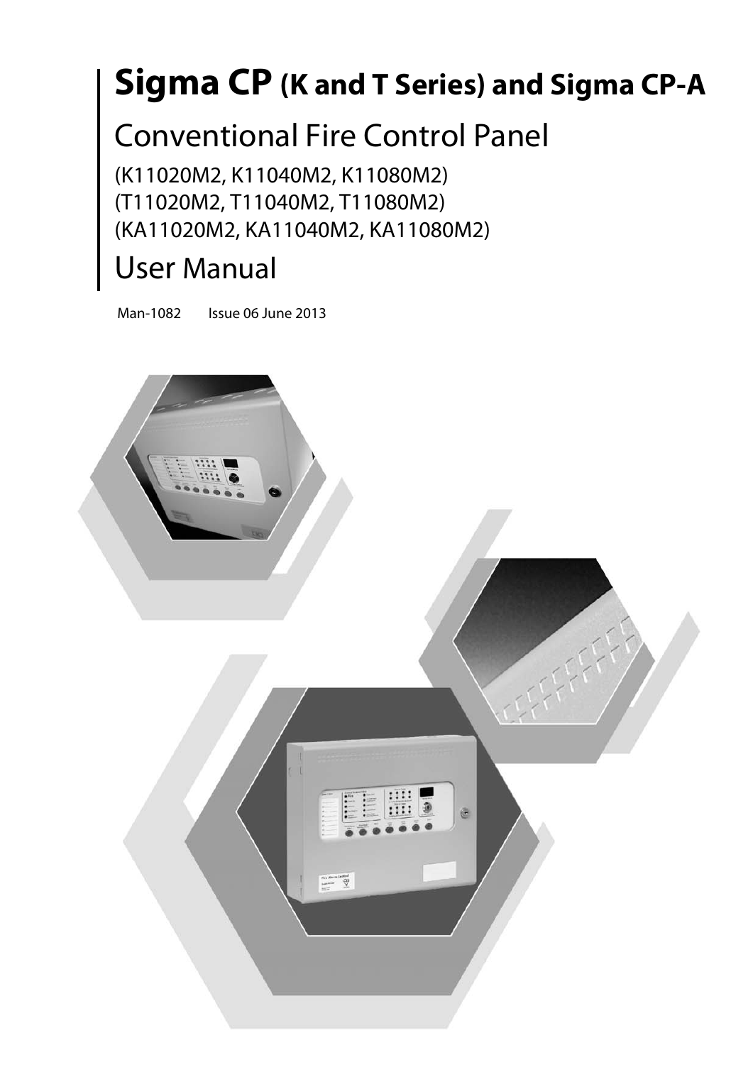# Sigma CP (K and T Series) and Sigma CP-A

## Conventional Fire Control Panel

(K11020M2, K11040M2, K11080M2)
(T11020M2, T11040M2, T11080M2)
(KA11020M2, KA11040M2, KA11080M2)

## User Manual

Man-1082 Issue 06 June 2013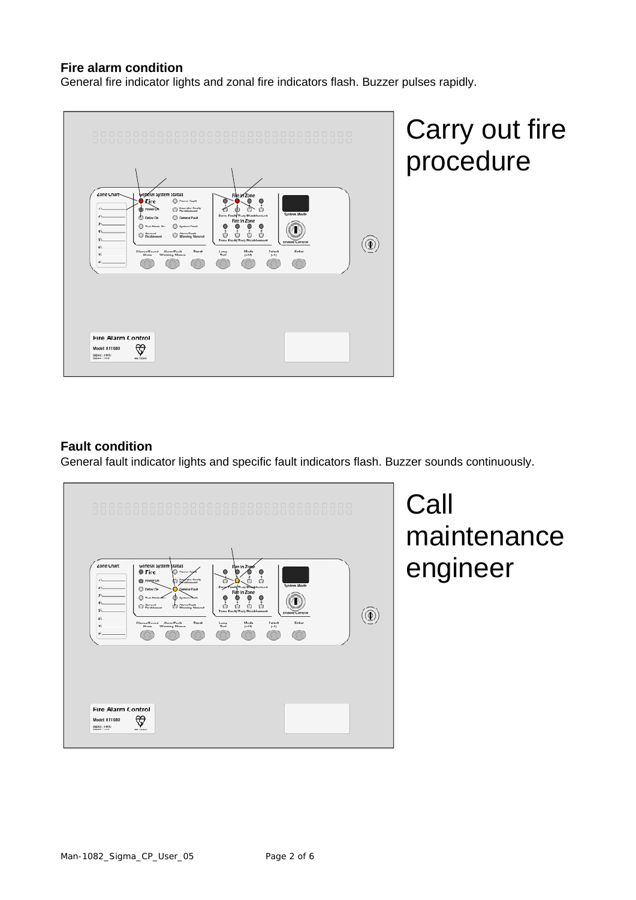**Fire alarm condition**
General fire indicator lights and zonal fire indicators flash. Buzzer pulses rapidly.

Carry out fire procedure

**Fault condition**
General fault indicator lights and specific fault indicators flash. Buzzer sounds continuously.

Call maintenance engineer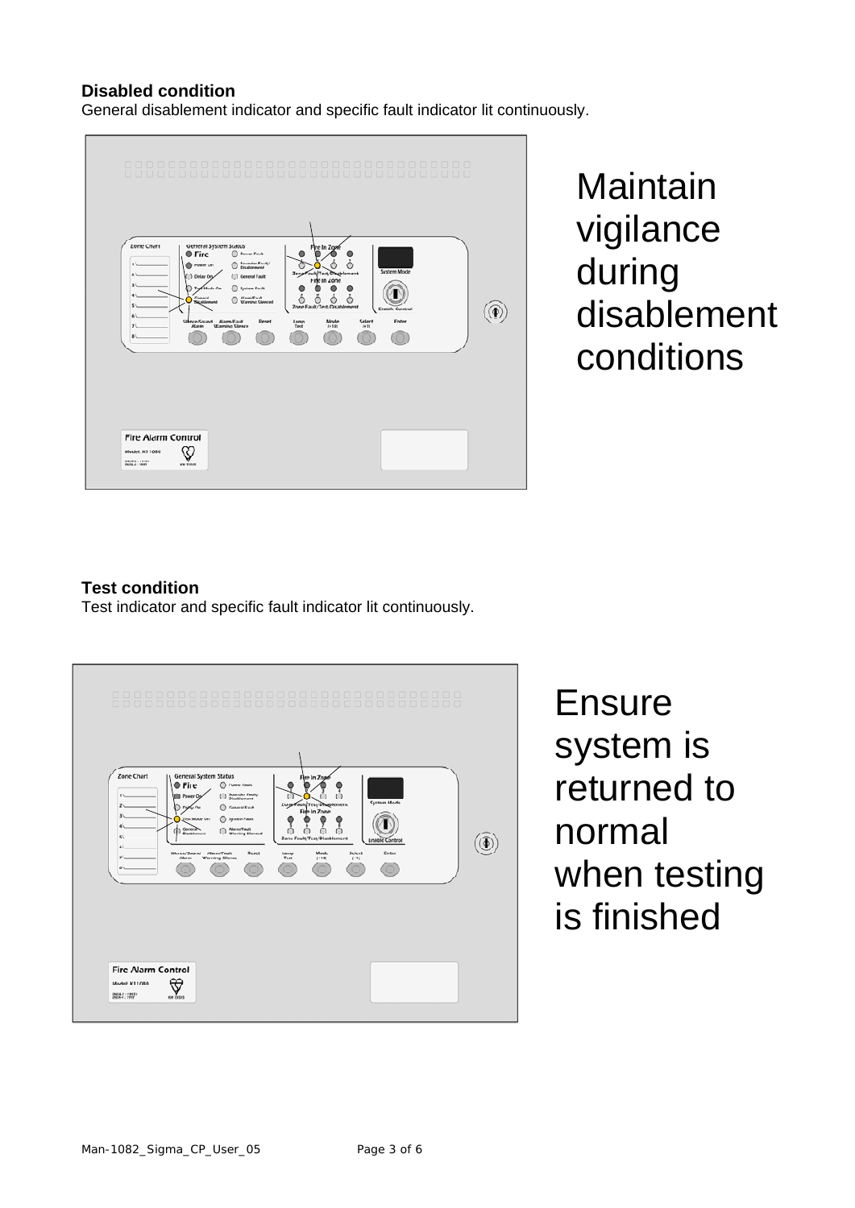**Disabled condition**

General disablement indicator and specific fault indicator lit continuously.

Maintain vigilance during disablement conditions

**Test condition**

Test indicator and specific fault indicator lit continuously.

Ensure system is returned to normal when testing is finished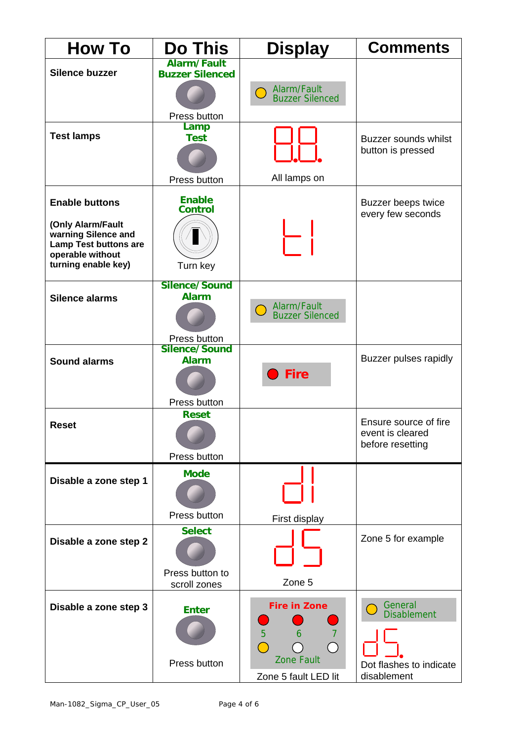| How To | Do This | Display | Comments |
|---|---|---|---|
| **Silence buzzer** | **Alarm/ Fault Buzzer Silenced** Press button | Alarm/Fault Buzzer Silenced | |
| **Test lamps** | **Lamp Test** Press button | 8.8. All lamps on | Buzzer sounds whilst button is pressed |
| **Enable buttons** **(Only Alarm/Fault warning Silence and Lamp Test buttons are operable without turning enable key)** | **Enable Control** Turn key | L1 | Buzzer beeps twice every few seconds |
| **Silence alarms** | **Silence/ Sound Alarm** Press button | Alarm/Fault Buzzer Silenced | |
| **Sound alarms** | **Silence/ Sound Alarm** Press button | Fire | Buzzer pulses rapidly |
| **Reset** | **Reset** Press button | | Ensure source of fire event is cleared before resetting |
| **Disable a zone step 1** | **Mode** Press button | d1 First display | |
| **Disable a zone step 2** | **Select** Press button to scroll zones | d5 Zone 5 | Zone 5 for example |
| **Disable a zone step 3** | **Enter** Press button | Fire in Zone 5 6 7 Zone Fault — Zone 5 fault LED lit | General Disablement d5. Dot flashes to indicate disablement |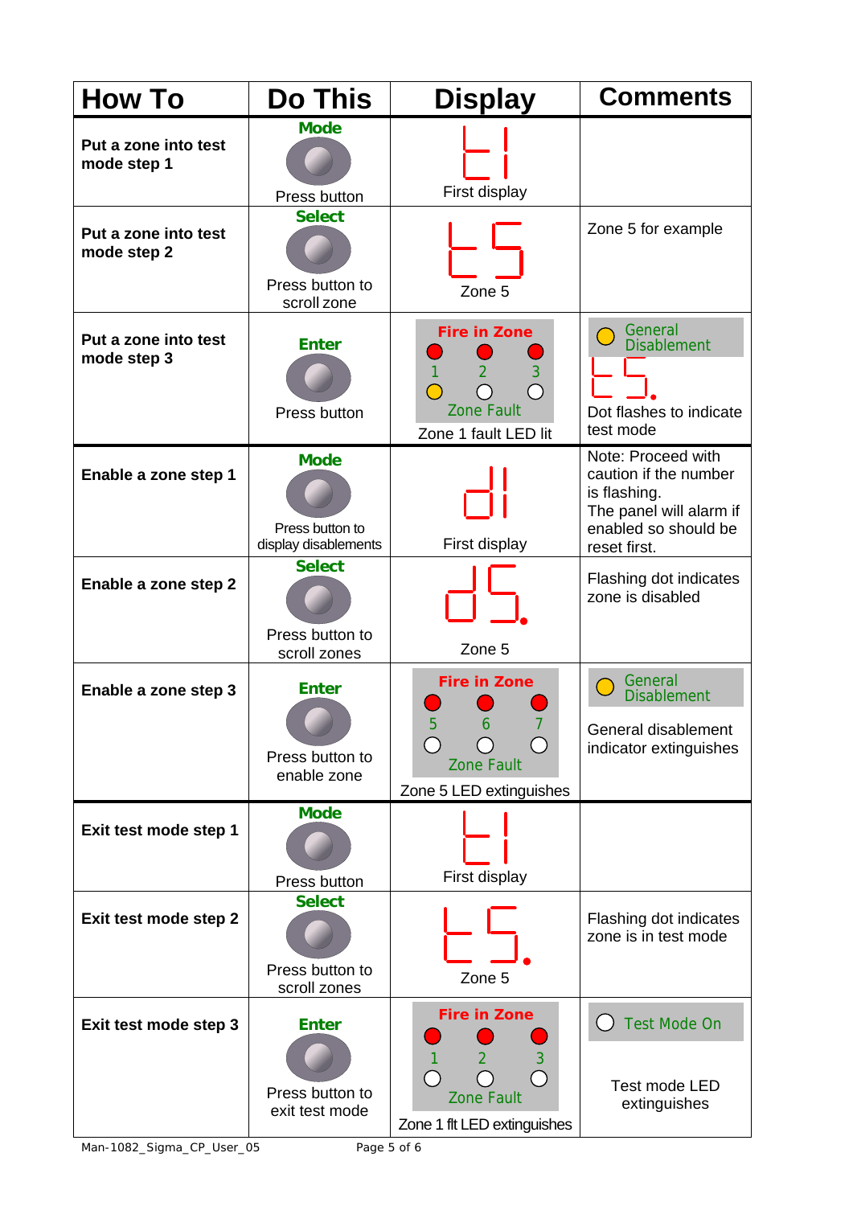| How To | Do This | Display | Comments |
|---|---|---|---|
| **Put a zone into test mode step 1** | **Mode** Press button | t1 First display | |
| **Put a zone into test mode step 2** | **Select** Press button to scroll zone | t5 Zone 5 | Zone 5 for example |
| **Put a zone into test mode step 3** | **Enter** Press button | Fire in Zone 1 2 3 Zone Fault Zone 1 fault LED lit | General Disablement t5. Dot flashes to indicate test mode |
| **Enable a zone step 1** | **Mode** Press button to display disablements | d1 First display | Note: Proceed with caution if the number is flashing. The panel will alarm if enabled so should be reset first. |
| **Enable a zone step 2** | **Select** Press button to scroll zones | d5. Zone 5 | Flashing dot indicates zone is disabled |
| **Enable a zone step 3** | **Enter** Press button to enable zone | Fire in Zone 5 6 7 Zone Fault Zone 5 LED extinguishes | General Disablement General disablement indicator extinguishes |
| **Exit test mode step 1** | **Mode** Press button | t1 First display | |
| **Exit test mode step 2** | **Select** Press button to scroll zones | t5. Zone 5 | Flashing dot indicates zone is in test mode |
| **Exit test mode step 3** | **Enter** Press button to exit test mode | Fire in Zone 1 2 3 Zone Fault Zone 1 flt LED extinguishes | Test Mode On Test mode LED extinguishes |

Man-1082_Sigma_CP_User_05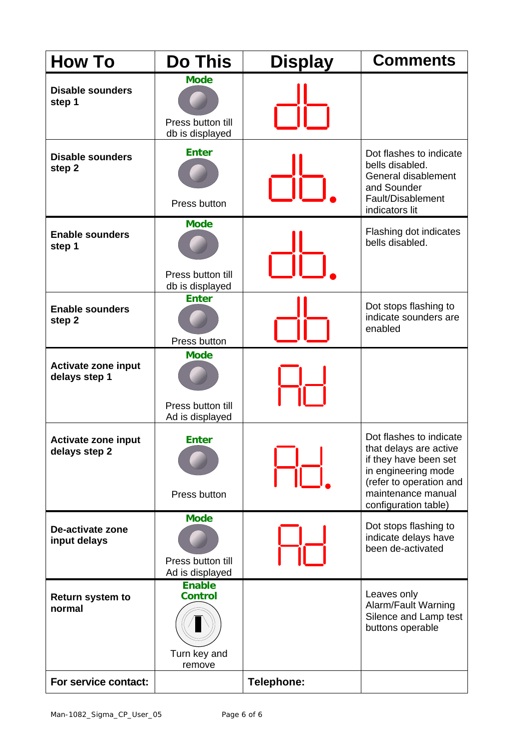| How To | Do This | Display | Comments |
|---|---|---|---|
| **Disable sounders step 1** | **Mode** Press button till db is displayed | db | |
| **Disable sounders step 2** | **Enter** Press button | db. | Dot flashes to indicate bells disabled. General disablement and Sounder Fault/Disablement indicators lit |
| **Enable sounders step 1** | **Mode** Press button till db is displayed | db. | Flashing dot indicates bells disabled. |
| **Enable sounders step 2** | **Enter** Press button | db | Dot stops flashing to indicate sounders are enabled |
| **Activate zone input delays step 1** | **Mode** Press button till Ad is displayed | Ad | |
| **Activate zone input delays step 2** | **Enter** Press button | Ad. | Dot flashes to indicate that delays are active if they have been set in engineering mode (refer to operation and maintenance manual configuration table) |
| **De-activate zone input delays** | **Mode** Press button till Ad is displayed | Ad | Dot stops flashing to indicate delays have been de-activated |
| **Return system to normal** | **Enable Control** Turn key and remove | | Leaves only Alarm/Fault Warning Silence and Lamp test buttons operable |
| **For service contact:** | | **Telephone:** | |

Man-1082_Sigma_CP_User_05